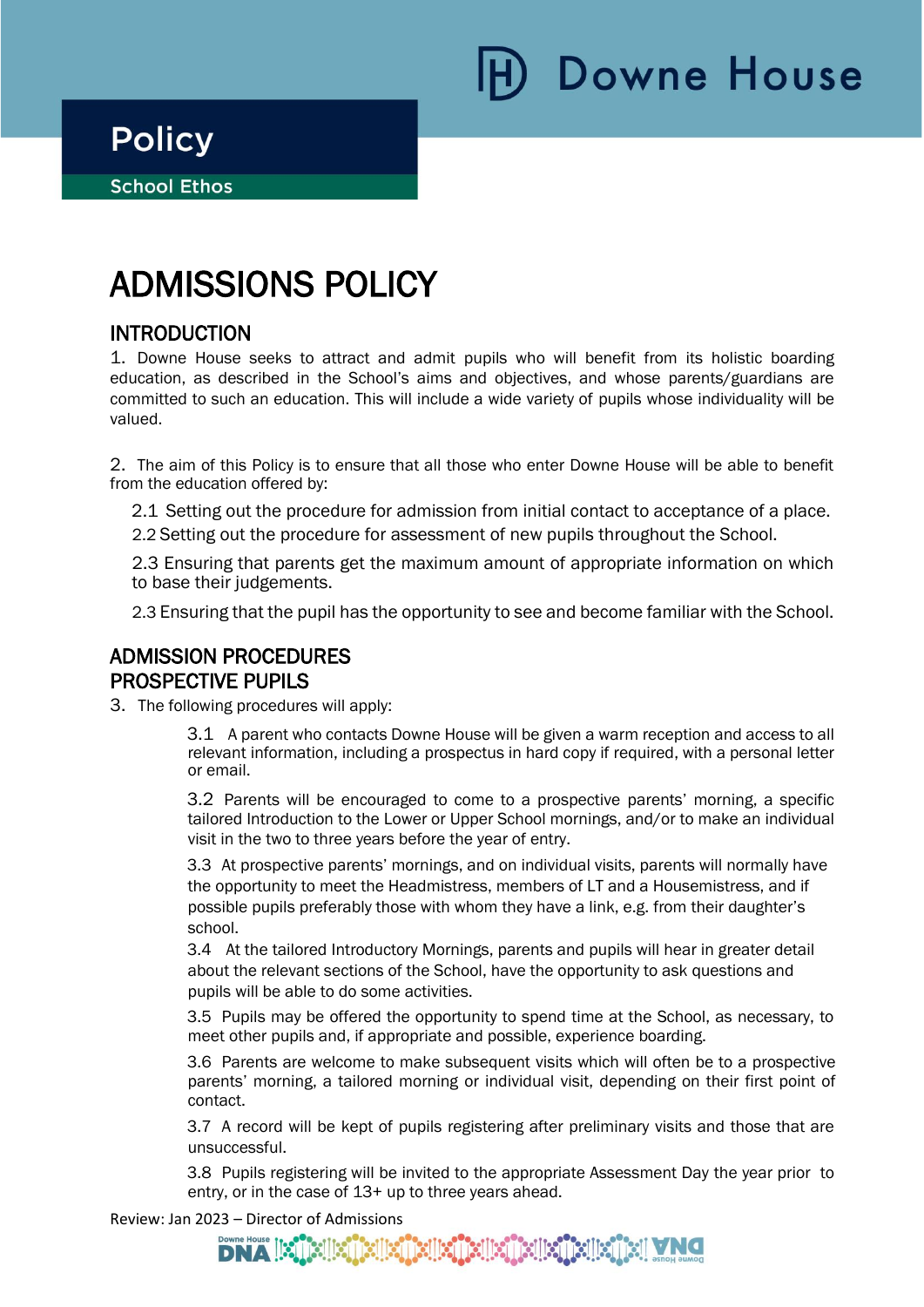Downe House

Policy

School Ethos

# ADMISSIONS POLICY

## INTRODUCTION

1. Downe House seeks to attract and admit pupils who will benefit from its holistic boarding education, as described in the School's aims and objectives, and whose parents/guardians are committed to such an education. This will include a wide variety of pupils whose individuality will be valued.

2. The aim of this Policy is to ensure that all those who enter Downe House will be able to benefit from the education offered by:

2.1 Setting out the procedure for admission from initial contact to acceptance of a place.

2.2 Setting out the procedure for assessment of new pupils throughout the School.

2.3 Ensuring that parents get the maximum amount of appropriate information on which to base their judgements.

2.3 Ensuring that the pupil has the opportunity to see and become familiar with the School.

## ADMISSION PROCEDURES

## PROSPECTIVE PUPILS

3. The following procedures will apply:

3.1 A parent who contacts Downe House will be given a warm reception and access to all relevant information, including a prospectus in hard copy if required, with a personal letter or email.

3.2 Parents will be encouraged to come to a prospective parents' morning, a specific tailored Introduction to the Lower or Upper School mornings, and/or to make an individual visit in the two to three years before the year of entry.

3.3 At prospective parents' mornings, and on individual visits, parents will normally have the opportunity to meet the Headmistress, members of LT and a Housemistress, and if possible pupils preferably those with whom they have a link, e.g. from their daughter's school.

3.4 At the tailored Introductory Mornings, parents and pupils will hear in greater detail about the relevant sections of the School, have the opportunity to ask questions and pupils will be able to do some activities.

3.5 Pupils may be offered the opportunity to spend time at the School, as necessary, to meet other pupils and, if appropriate and possible, experience boarding.

3.6 Parents are welcome to make subsequent visits which will often be to a prospective parents' morning, a tailored morning or individual visit, depending on their first point of contact.

3.7 A record will be kept of pupils registering after preliminary visits and those that are unsuccessful.

3.8 Pupils registering will be invited to the appropriate Assessment Day the year prior to entry, or in the case of 13+ up to three years ahead.

Review: Jan 2023 – Director of Admissions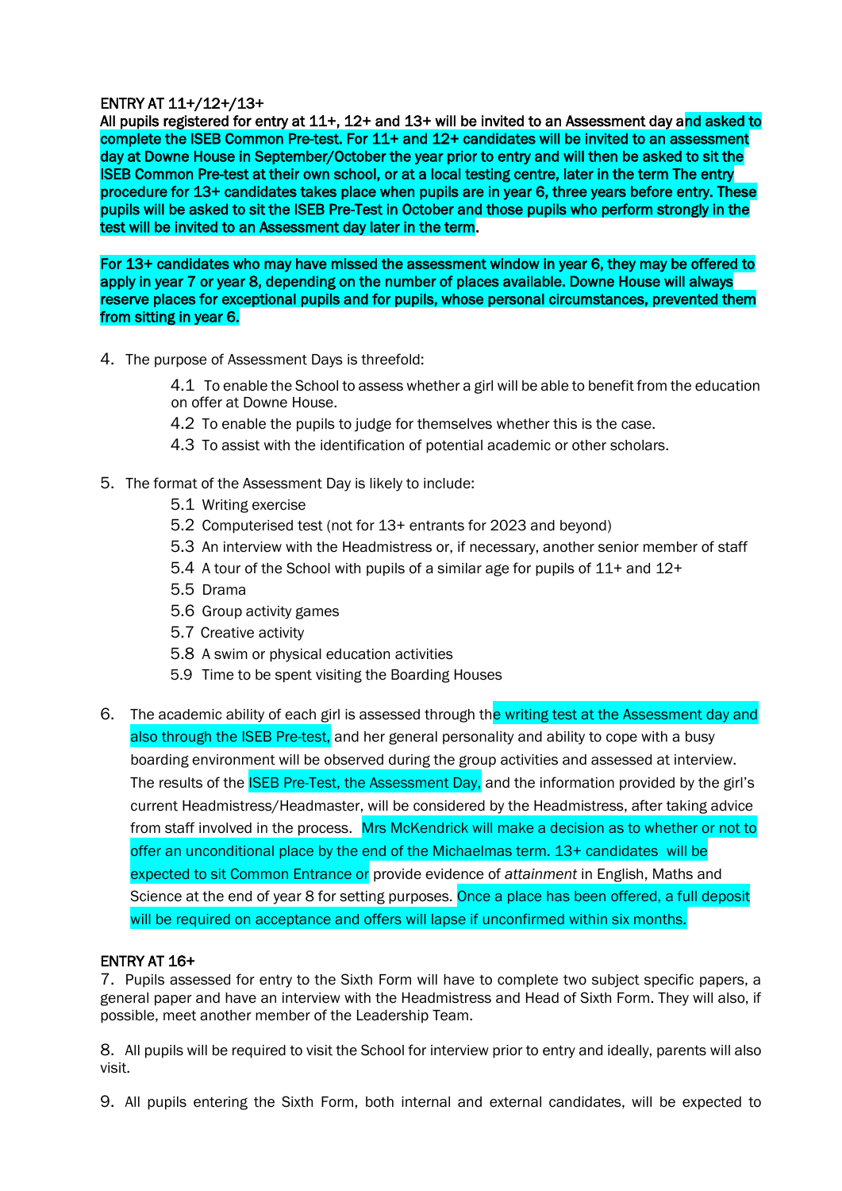**ENTRY AT 11+/12+/13+**

**All pupils registered for entry at 11+, 12+ and 13+ will be invited to an Assessment day and asked to complete the ISEB Common Pre-test. For 11+ and 12+ candidates will be invited to an assessment day at Downe House in September/October the year prior to entry and will then be asked to sit the ISEB Common Pre-test at their own school, or at a local testing centre, later in the term The entry procedure for 13+ candidates takes place when pupils are in year 6, three years before entry. These pupils will be asked to sit the ISEB Pre-Test in October and those pupils who perform strongly in the test will be invited to an Assessment day later in the term.**

**For 13+ candidates who may have missed the assessment window in year 6, they may be offered to apply in year 7 or year 8, depending on the number of places available. Downe House will always reserve places for exceptional pupils and for pupils, whose personal circumstances, prevented them from sitting in year 6.**

4. The purpose of Assessment Days is threefold:
   - 4.1 To enable the School to assess whether a girl will be able to benefit from the education on offer at Downe House.
   - 4.2 To enable the pupils to judge for themselves whether this is the case.
   - 4.3 To assist with the identification of potential academic or other scholars.

5. The format of the Assessment Day is likely to include:
   - 5.1 Writing exercise
   - 5.2 Computerised test (not for 13+ entrants for 2023 and beyond)
   - 5.3 An interview with the Headmistress or, if necessary, another senior member of staff
   - 5.4 A tour of the School with pupils of a similar age for pupils of 11+ and 12+
   - 5.5 Drama
   - 5.6 Group activity games
   - 5.7 Creative activity
   - 5.8 A swim or physical education activities
   - 5.9 Time to be spent visiting the Boarding Houses

6. The academic ability of each girl is assessed through the writing test at the Assessment day and also through the ISEB Pre-test, and her general personality and ability to cope with a busy boarding environment will be observed during the group activities and assessed at interview. The results of the ISEB Pre-Test, the Assessment Day, and the information provided by the girl's current Headmistress/Headmaster, will be considered by the Headmistress, after taking advice from staff involved in the process. Mrs McKendrick will make a decision as to whether or not to offer an unconditional place by the end of the Michaelmas term. 13+ candidates will be expected to sit Common Entrance or provide evidence of *attainment* in English, Maths and Science at the end of year 8 for setting purposes. Once a place has been offered, a full deposit will be required on acceptance and offers will lapse if unconfirmed within six months.

**ENTRY AT 16+**

7. Pupils assessed for entry to the Sixth Form will have to complete two subject specific papers, a general paper and have an interview with the Headmistress and Head of Sixth Form. They will also, if possible, meet another member of the Leadership Team.

8. All pupils will be required to visit the School for interview prior to entry and ideally, parents will also visit.

9. All pupils entering the Sixth Form, both internal and external candidates, will be expected to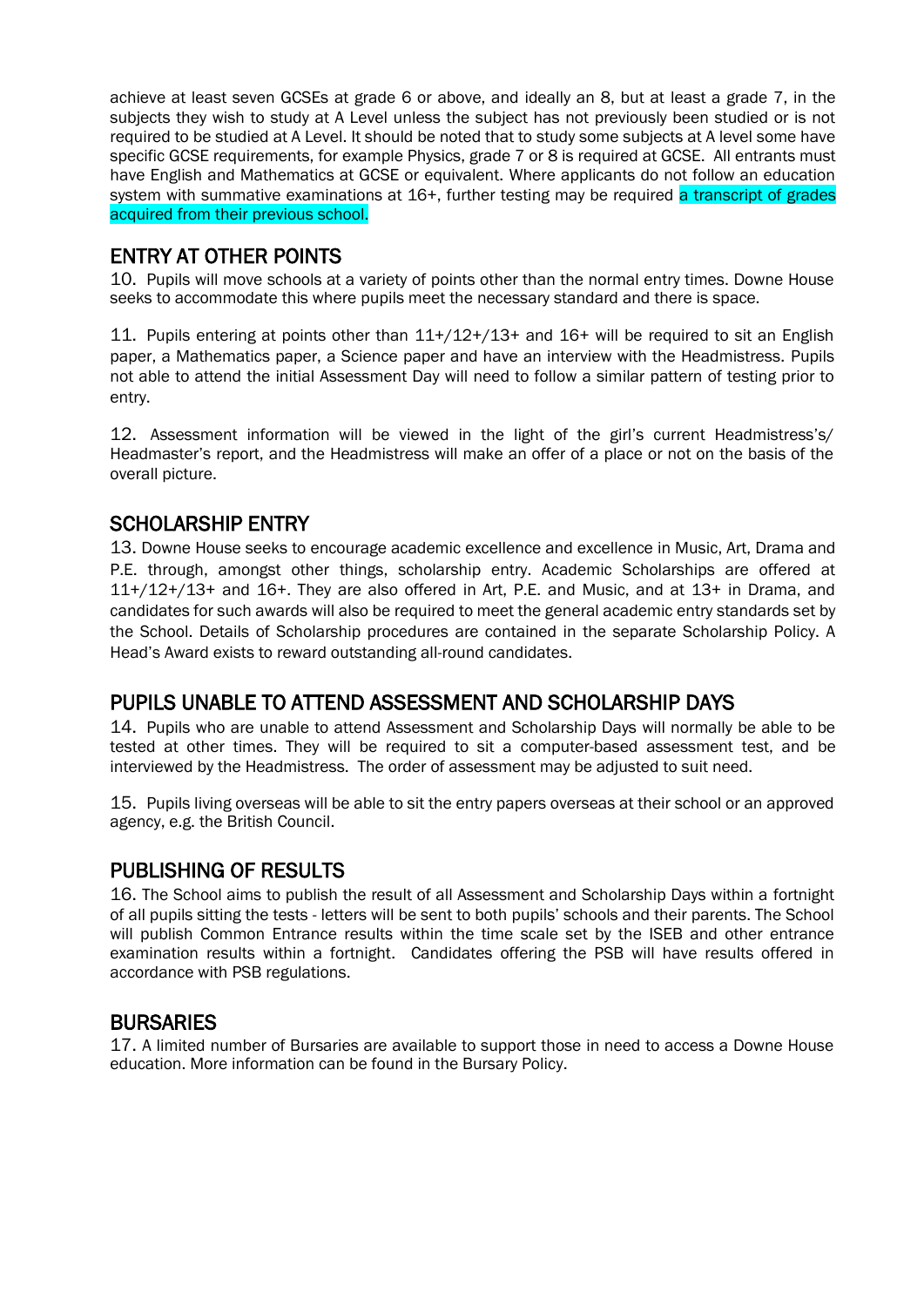achieve at least seven GCSEs at grade 6 or above, and ideally an 8, but at least a grade 7, in the subjects they wish to study at A Level unless the subject has not previously been studied or is not required to be studied at A Level. It should be noted that to study some subjects at A level some have specific GCSE requirements, for example Physics, grade 7 or 8 is required at GCSE. All entrants must have English and Mathematics at GCSE or equivalent. Where applicants do not follow an education system with summative examinations at 16+, further testing may be required a transcript of grades acquired from their previous school.

## ENTRY AT OTHER POINTS

10. Pupils will move schools at a variety of points other than the normal entry times. Downe House seeks to accommodate this where pupils meet the necessary standard and there is space.

11. Pupils entering at points other than 11+/12+/13+ and 16+ will be required to sit an English paper, a Mathematics paper, a Science paper and have an interview with the Headmistress. Pupils not able to attend the initial Assessment Day will need to follow a similar pattern of testing prior to entry.

12. Assessment information will be viewed in the light of the girl's current Headmistress's/ Headmaster's report, and the Headmistress will make an offer of a place or not on the basis of the overall picture.

## SCHOLARSHIP ENTRY

13. Downe House seeks to encourage academic excellence and excellence in Music, Art, Drama and P.E. through, amongst other things, scholarship entry. Academic Scholarships are offered at 11+/12+/13+ and 16+. They are also offered in Art, P.E. and Music, and at 13+ in Drama, and candidates for such awards will also be required to meet the general academic entry standards set by the School. Details of Scholarship procedures are contained in the separate Scholarship Policy. A Head's Award exists to reward outstanding all-round candidates.

## PUPILS UNABLE TO ATTEND ASSESSMENT AND SCHOLARSHIP DAYS

14. Pupils who are unable to attend Assessment and Scholarship Days will normally be able to be tested at other times. They will be required to sit a computer-based assessment test, and be interviewed by the Headmistress. The order of assessment may be adjusted to suit need.

15. Pupils living overseas will be able to sit the entry papers overseas at their school or an approved agency, e.g. the British Council.

## PUBLISHING OF RESULTS

16. The School aims to publish the result of all Assessment and Scholarship Days within a fortnight of all pupils sitting the tests - letters will be sent to both pupils' schools and their parents. The School will publish Common Entrance results within the time scale set by the ISEB and other entrance examination results within a fortnight. Candidates offering the PSB will have results offered in accordance with PSB regulations.

## BURSARIES

17. A limited number of Bursaries are available to support those in need to access a Downe House education. More information can be found in the Bursary Policy.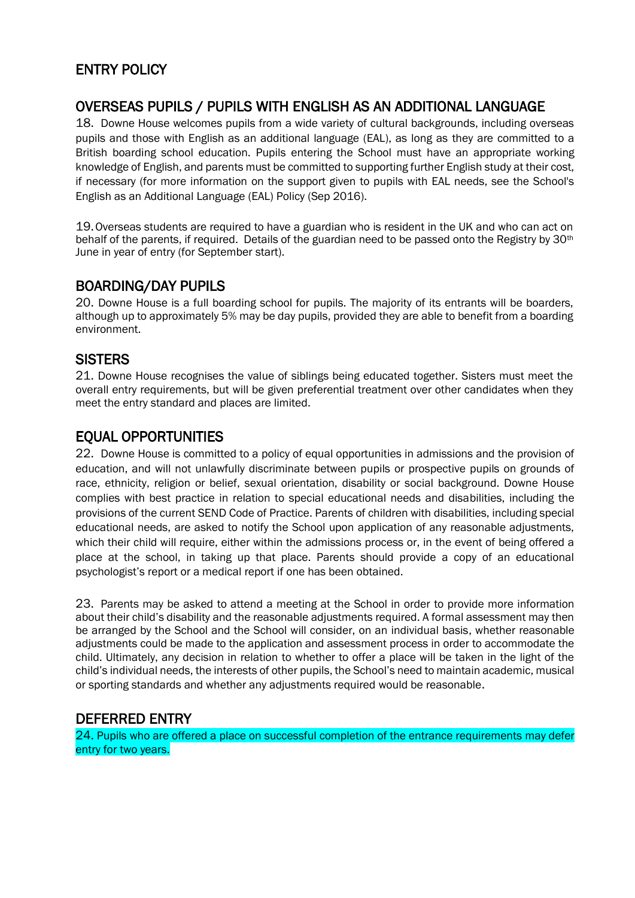## ENTRY POLICY

## OVERSEAS PUPILS / PUPILS WITH ENGLISH AS AN ADDITIONAL LANGUAGE

18. Downe House welcomes pupils from a wide variety of cultural backgrounds, including overseas pupils and those with English as an additional language (EAL), as long as they are committed to a British boarding school education. Pupils entering the School must have an appropriate working knowledge of English, and parents must be committed to supporting further English study at their cost, if necessary (for more information on the support given to pupils with EAL needs, see the School's English as an Additional Language (EAL) Policy (Sep 2016).

19. Overseas students are required to have a guardian who is resident in the UK and who can act on behalf of the parents, if required. Details of the guardian need to be passed onto the Registry by 30th June in year of entry (for September start).

## BOARDING/DAY PUPILS

20. Downe House is a full boarding school for pupils. The majority of its entrants will be boarders, although up to approximately 5% may be day pupils, provided they are able to benefit from a boarding environment.

## SISTERS

21. Downe House recognises the value of siblings being educated together. Sisters must meet the overall entry requirements, but will be given preferential treatment over other candidates when they meet the entry standard and places are limited.

## EQUAL OPPORTUNITIES

22. Downe House is committed to a policy of equal opportunities in admissions and the provision of education, and will not unlawfully discriminate between pupils or prospective pupils on grounds of race, ethnicity, religion or belief, sexual orientation, disability or social background. Downe House complies with best practice in relation to special educational needs and disabilities, including the provisions of the current SEND Code of Practice. Parents of children with disabilities, including special educational needs, are asked to notify the School upon application of any reasonable adjustments, which their child will require, either within the admissions process or, in the event of being offered a place at the school, in taking up that place. Parents should provide a copy of an educational psychologist's report or a medical report if one has been obtained.

23. Parents may be asked to attend a meeting at the School in order to provide more information about their child's disability and the reasonable adjustments required. A formal assessment may then be arranged by the School and the School will consider, on an individual basis, whether reasonable adjustments could be made to the application and assessment process in order to accommodate the child. Ultimately, any decision in relation to whether to offer a place will be taken in the light of the child's individual needs, the interests of other pupils, the School's need to maintain academic, musical or sporting standards and whether any adjustments required would be reasonable.

## DEFERRED ENTRY

24. Pupils who are offered a place on successful completion of the entrance requirements may defer entry for two years.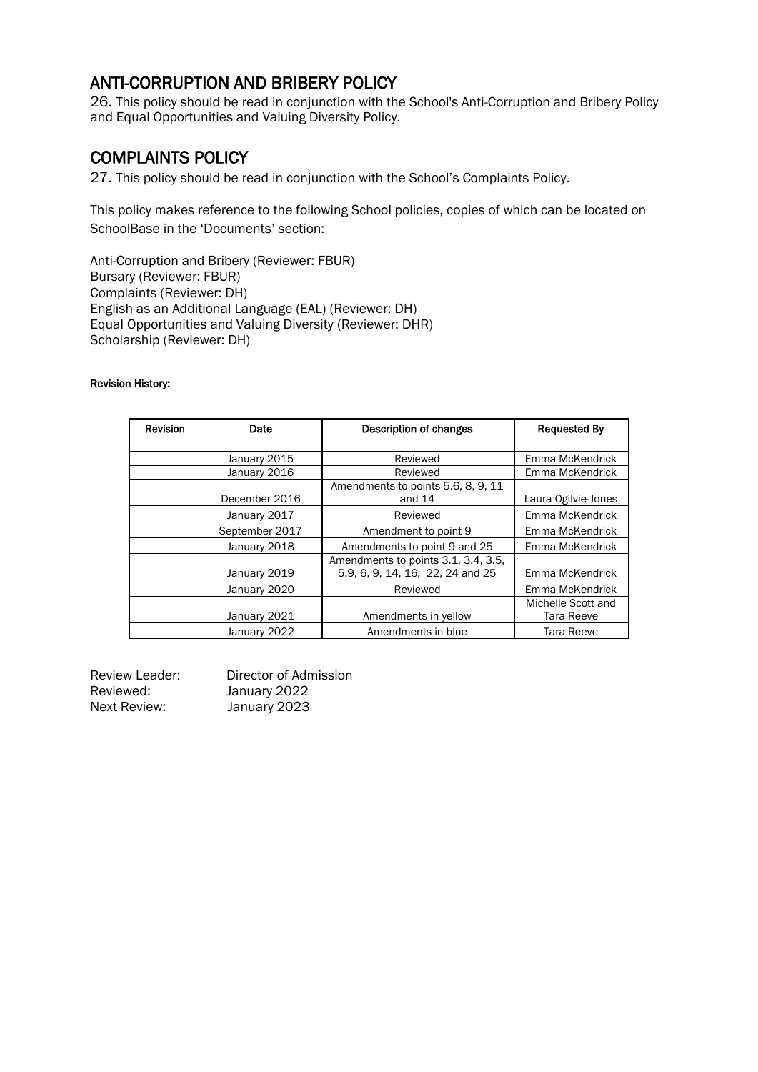## ANTI-CORRUPTION AND BRIBERY POLICY

26. This policy should be read in conjunction with the School's Anti-Corruption and Bribery Policy and Equal Opportunities and Valuing Diversity Policy.

## COMPLAINTS POLICY

27. This policy should be read in conjunction with the School's Complaints Policy.

This policy makes reference to the following School policies, copies of which can be located on SchoolBase in the 'Documents' section:

Anti-Corruption and Bribery (Reviewer: FBUR)
Bursary (Reviewer: FBUR)
Complaints (Reviewer: DH)
English as an Additional Language (EAL) (Reviewer: DH)
Equal Opportunities and Valuing Diversity (Reviewer: DHR)
Scholarship (Reviewer: DH)

**Revision History:**

| Revision | Date | Description of changes | Requested By |
|---|---|---|---|
| | January 2015 | Reviewed | Emma McKendrick |
| | January 2016 | Reviewed | Emma McKendrick |
| | December 2016 | Amendments to points 5.6, 8, 9, 11 and 14 | Laura Ogilvie-Jones |
| | January 2017 | Reviewed | Emma McKendrick |
| | September 2017 | Amendment to point 9 | Emma McKendrick |
| | January 2018 | Amendments to point 9 and 25 | Emma McKendrick |
| | January 2019 | Amendments to points 3.1, 3.4, 3.5, 5.9, 6, 9, 14, 16, 22, 24 and 25 | Emma McKendrick |
| | January 2020 | Reviewed | Emma McKendrick |
| | January 2021 | Amendments in yellow | Michelle Scott and Tara Reeve |
| | January 2022 | Amendments in blue | Tara Reeve |

Review Leader: Director of Admission
Reviewed: January 2022
Next Review: January 2023